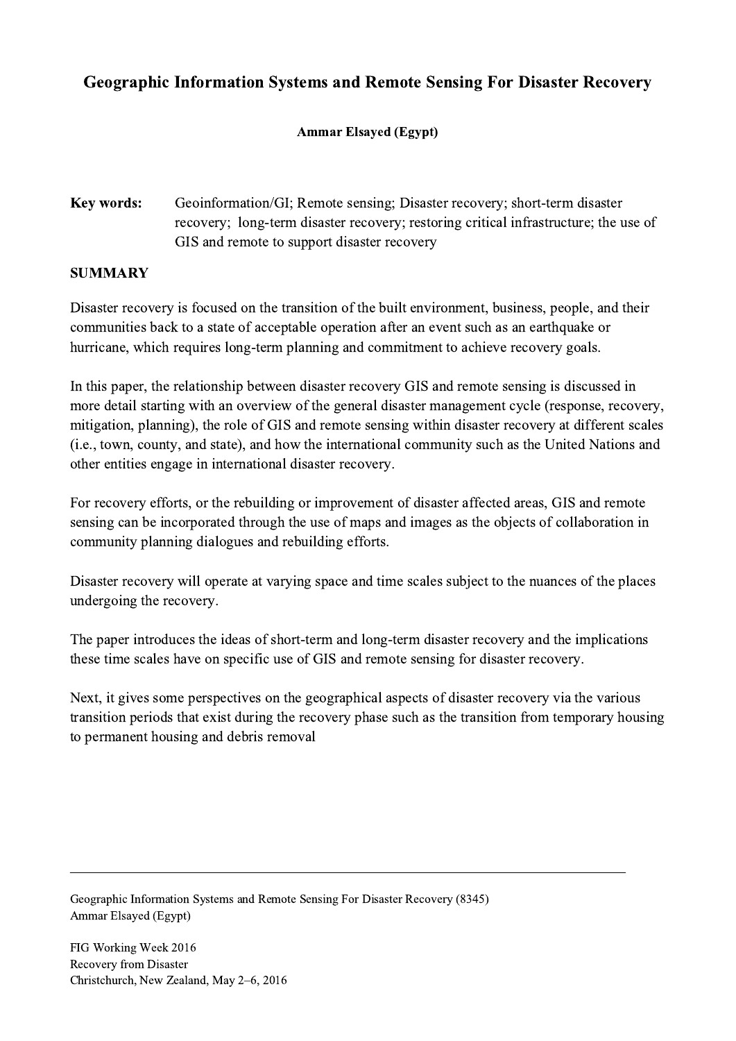# Geographic Information Systems and Remote Sensing For Disaster Recovery

**Ammar Elsayed (Egypt)**

**Key words:** Geoinformation/GI; Remote sensing; Disaster recovery; short-term disaster recovery; long-term disaster recovery; restoring critical infrastructure; the use of GIS and remote to support disaster recovery

## SUMMARY

Disaster recovery is focused on the transition of the built environment, business, people, and their communities back to a state of acceptable operation after an event such as an earthquake or hurricane, which requires long-term planning and commitment to achieve recovery goals.

In this paper, the relationship between disaster recovery GIS and remote sensing is discussed in more detail starting with an overview of the general disaster management cycle (response, recovery, mitigation, planning), the role of GIS and remote sensing within disaster recovery at different scales (i.e., town, county, and state), and how the international community such as the United Nations and other entities engage in international disaster recovery.

For recovery efforts, or the rebuilding or improvement of disaster affected areas, GIS and remote sensing can be incorporated through the use of maps and images as the objects of collaboration in community planning dialogues and rebuilding efforts.

Disaster recovery will operate at varying space and time scales subject to the nuances of the places undergoing the recovery.

The paper introduces the ideas of short-term and long-term disaster recovery and the implications these time scales have on specific use of GIS and remote sensing for disaster recovery.

Next, it gives some perspectives on the geographical aspects of disaster recovery via the various transition periods that exist during the recovery phase such as the transition from temporary housing to permanent housing and debris removal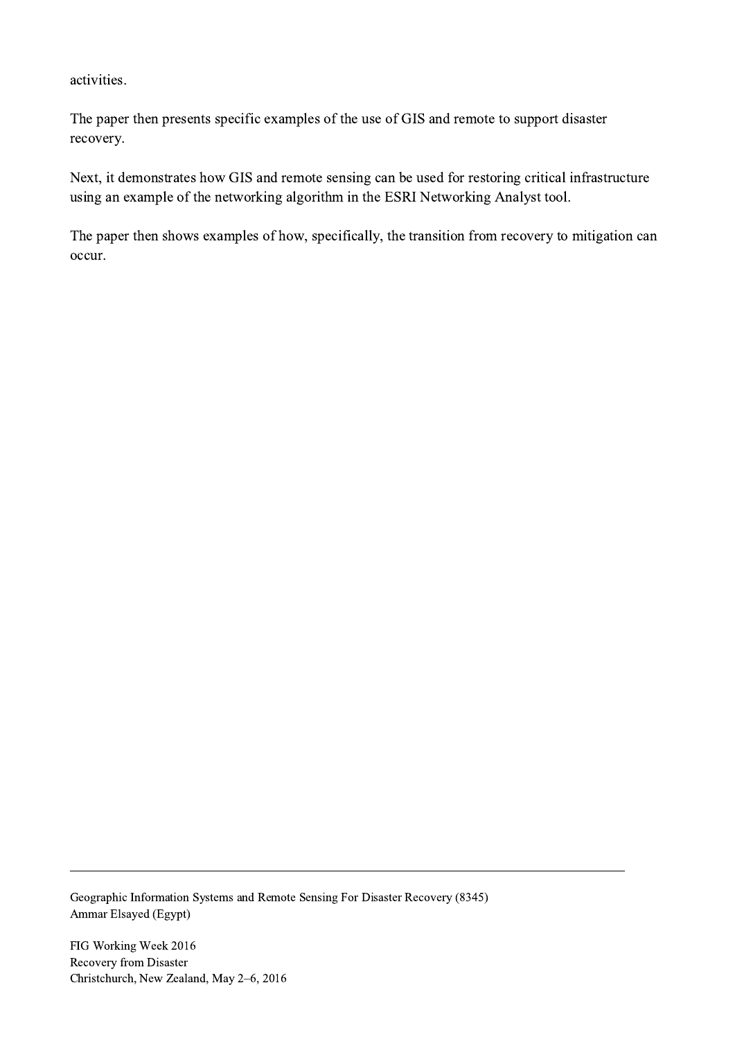activities.

The paper then presents specific examples of the use of GIS and remote to support disaster recovery.

Next, it demonstrates how GIS and remote sensing can be used for restoring critical infrastructure using an example of the networking algorithm in the ESRI Networking Analyst tool.

The paper then shows examples of how, specifically, the transition from recovery to mitigation can occur.